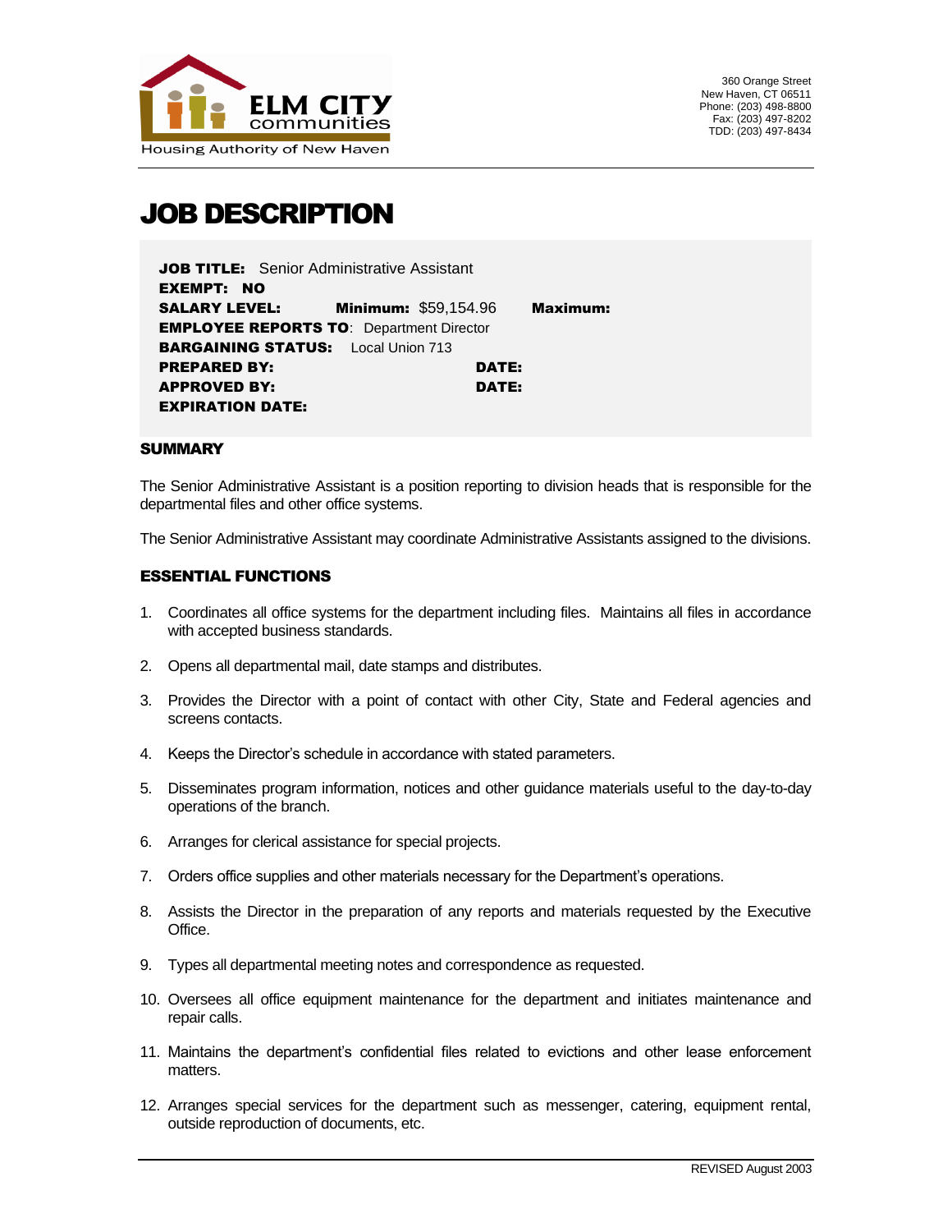ELM CITY communities

Housing Authority of New Haven

360 Orange Street
New Haven, CT 06511
Phone: (203) 498-8800
Fax: (203) 497-8202
TDD: (203) 497-8434

# JOB DESCRIPTION

**JOB TITLE:** Senior Administrative Assistant
**EXEMPT: NO**
**SALARY LEVEL:** **Minimum:** $59,154.96 **Maximum:**
**EMPLOYEE REPORTS TO**: Department Director
**BARGAINING STATUS:** Local Union 713
**PREPARED BY:** **DATE:**
**APPROVED BY:** **DATE:**
**EXPIRATION DATE:**

### SUMMARY

The Senior Administrative Assistant is a position reporting to division heads that is responsible for the departmental files and other office systems.

The Senior Administrative Assistant may coordinate Administrative Assistants assigned to the divisions.

### ESSENTIAL FUNCTIONS

1. Coordinates all office systems for the department including files. Maintains all files in accordance with accepted business standards.

2. Opens all departmental mail, date stamps and distributes.

3. Provides the Director with a point of contact with other City, State and Federal agencies and screens contacts.

4. Keeps the Director's schedule in accordance with stated parameters.

5. Disseminates program information, notices and other guidance materials useful to the day-to-day operations of the branch.

6. Arranges for clerical assistance for special projects.

7. Orders office supplies and other materials necessary for the Department's operations.

8. Assists the Director in the preparation of any reports and materials requested by the Executive Office.

9. Types all departmental meeting notes and correspondence as requested.

10. Oversees all office equipment maintenance for the department and initiates maintenance and repair calls.

11. Maintains the department's confidential files related to evictions and other lease enforcement matters.

12. Arranges special services for the department such as messenger, catering, equipment rental, outside reproduction of documents, etc.

REVISED August 2003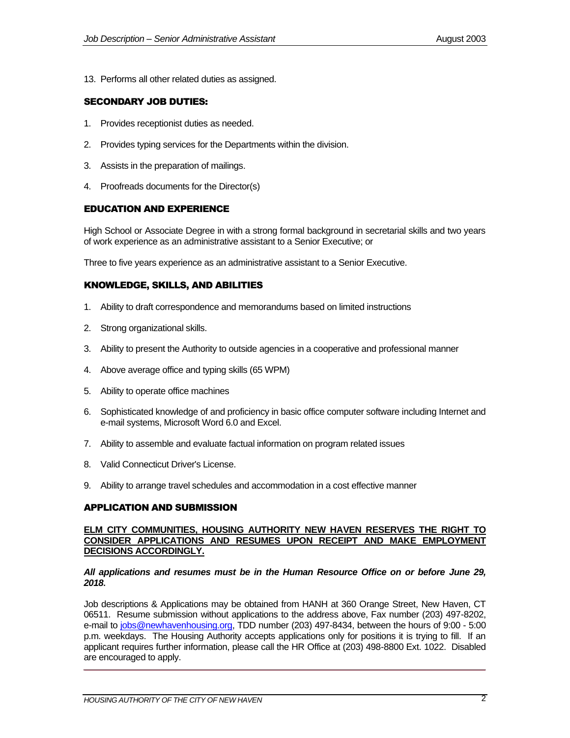13. Performs all other related duties as assigned.

## SECONDARY JOB DUTIES:

1. Provides receptionist duties as needed.
2. Provides typing services for the Departments within the division.
3. Assists in the preparation of mailings.
4. Proofreads documents for the Director(s)

## EDUCATION AND EXPERIENCE

High School or Associate Degree in with a strong formal background in secretarial skills and two years of work experience as an administrative assistant to a Senior Executive; or

Three to five years experience as an administrative assistant to a Senior Executive.

## KNOWLEDGE, SKILLS, AND ABILITIES

1. Ability to draft correspondence and memorandums based on limited instructions
2. Strong organizational skills.
3. Ability to present the Authority to outside agencies in a cooperative and professional manner
4. Above average office and typing skills (65 WPM)
5. Ability to operate office machines
6. Sophisticated knowledge of and proficiency in basic office computer software including Internet and e-mail systems, Microsoft Word 6.0 and Excel.
7. Ability to assemble and evaluate factual information on program related issues
8. Valid Connecticut Driver's License.
9. Ability to arrange travel schedules and accommodation in a cost effective manner

## APPLICATION AND SUBMISSION

**ELM CITY COMMUNITIES, HOUSING AUTHORITY NEW HAVEN RESERVES THE RIGHT TO CONSIDER APPLICATIONS AND RESUMES UPON RECEIPT AND MAKE EMPLOYMENT DECISIONS ACCORDINGLY.**

***All applications and resumes must be in the Human Resource Office on or before June 29, 2018.***

Job descriptions & Applications may be obtained from HANH at 360 Orange Street, New Haven, CT 06511. Resume submission without applications to the address above, Fax number (203) 497-8202, e-mail to jobs@newhavenhousing.org, TDD number (203) 497-8434, between the hours of 9:00 - 5:00 p.m. weekdays. The Housing Authority accepts applications only for positions it is trying to fill. If an applicant requires further information, please call the HR Office at (203) 498-8800 Ext. 1022. Disabled are encouraged to apply.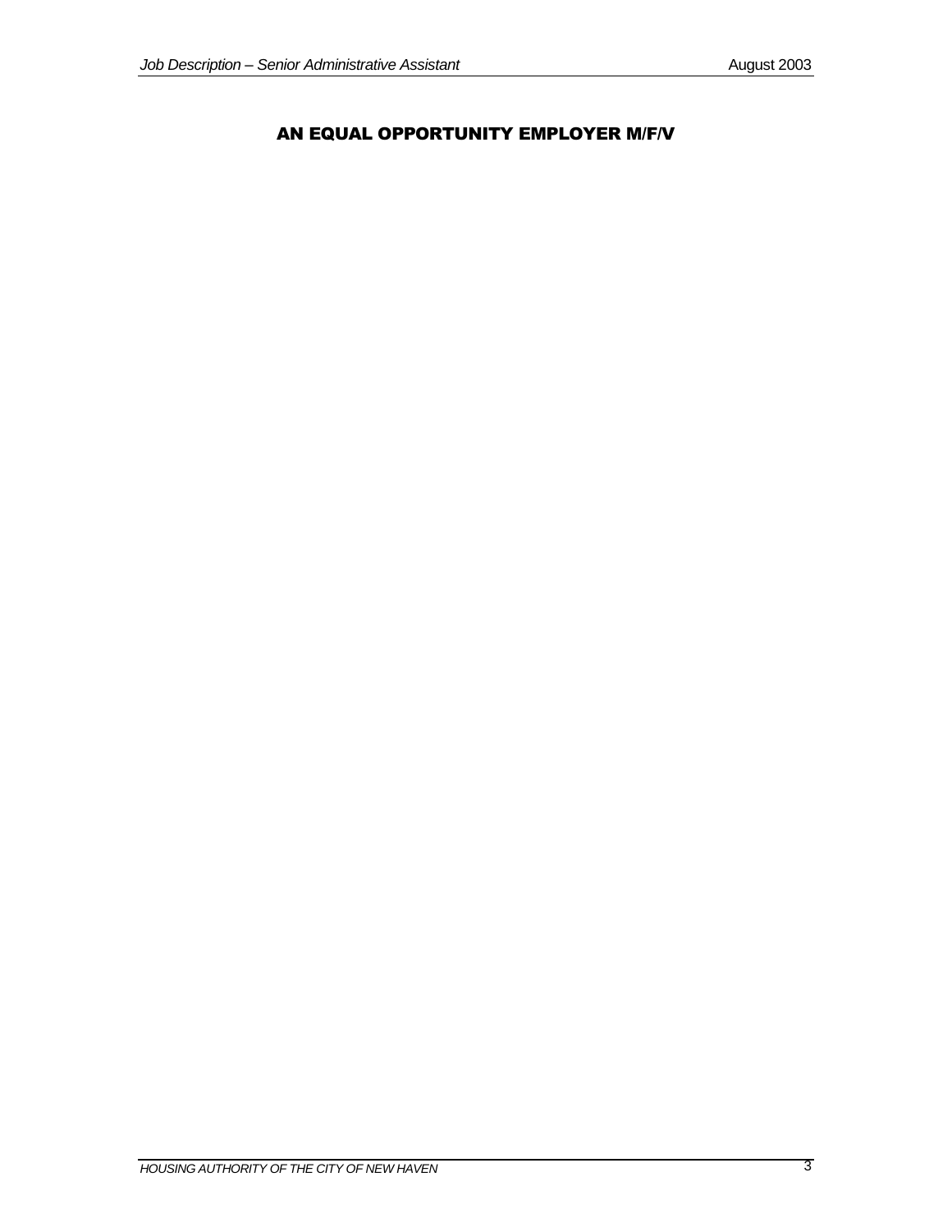## AN EQUAL OPPORTUNITY EMPLOYER M/F/V